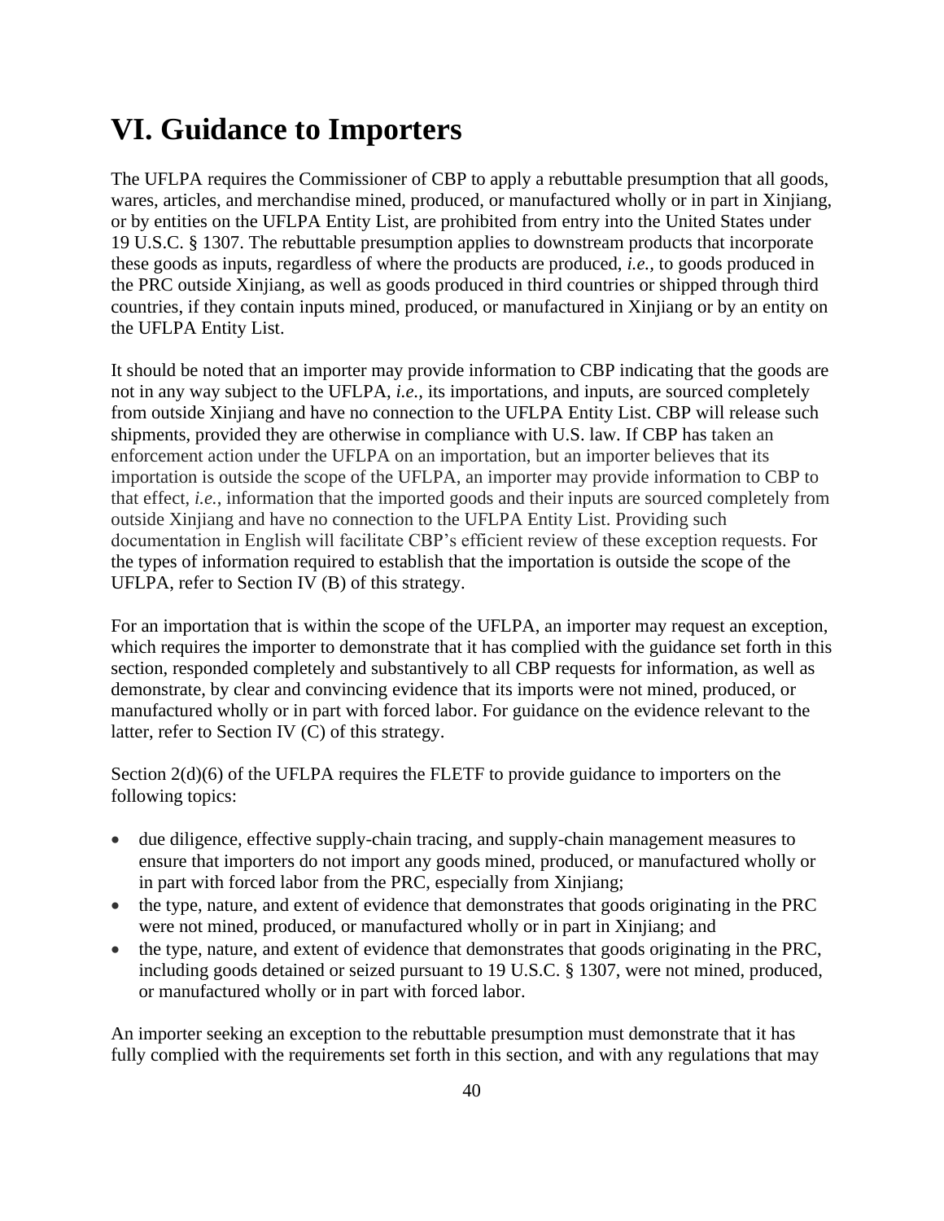# VI. Guidance to Importers

The UFLPA requires the Commissioner of CBP to apply a rebuttable presumption that all goods, wares, articles, and merchandise mined, produced, or manufactured wholly or in part in Xinjiang, or by entities on the UFLPA Entity List, are prohibited from entry into the United States under 19 U.S.C. § 1307. The rebuttable presumption applies to downstream products that incorporate these goods as inputs, regardless of where the products are produced, *i.e.*, to goods produced in the PRC outside Xinjiang, as well as goods produced in third countries or shipped through third countries, if they contain inputs mined, produced, or manufactured in Xinjiang or by an entity on the UFLPA Entity List.

It should be noted that an importer may provide information to CBP indicating that the goods are not in any way subject to the UFLPA, *i.e.*, its importations, and inputs, are sourced completely from outside Xinjiang and have no connection to the UFLPA Entity List. CBP will release such shipments, provided they are otherwise in compliance with U.S. law. If CBP has taken an enforcement action under the UFLPA on an importation, but an importer believes that its importation is outside the scope of the UFLPA, an importer may provide information to CBP to that effect, *i.e.*, information that the imported goods and their inputs are sourced completely from outside Xinjiang and have no connection to the UFLPA Entity List. Providing such documentation in English will facilitate CBP's efficient review of these exception requests. For the types of information required to establish that the importation is outside the scope of the UFLPA, refer to Section IV (B) of this strategy.

For an importation that is within the scope of the UFLPA, an importer may request an exception, which requires the importer to demonstrate that it has complied with the guidance set forth in this section, responded completely and substantively to all CBP requests for information, as well as demonstrate, by clear and convincing evidence that its imports were not mined, produced, or manufactured wholly or in part with forced labor. For guidance on the evidence relevant to the latter, refer to Section IV (C) of this strategy.

Section 2(d)(6) of the UFLPA requires the FLETF to provide guidance to importers on the following topics:

- due diligence, effective supply-chain tracing, and supply-chain management measures to ensure that importers do not import any goods mined, produced, or manufactured wholly or in part with forced labor from the PRC, especially from Xinjiang;
- the type, nature, and extent of evidence that demonstrates that goods originating in the PRC were not mined, produced, or manufactured wholly or in part in Xinjiang; and
- the type, nature, and extent of evidence that demonstrates that goods originating in the PRC, including goods detained or seized pursuant to 19 U.S.C. § 1307, were not mined, produced, or manufactured wholly or in part with forced labor.

An importer seeking an exception to the rebuttable presumption must demonstrate that it has fully complied with the requirements set forth in this section, and with any regulations that may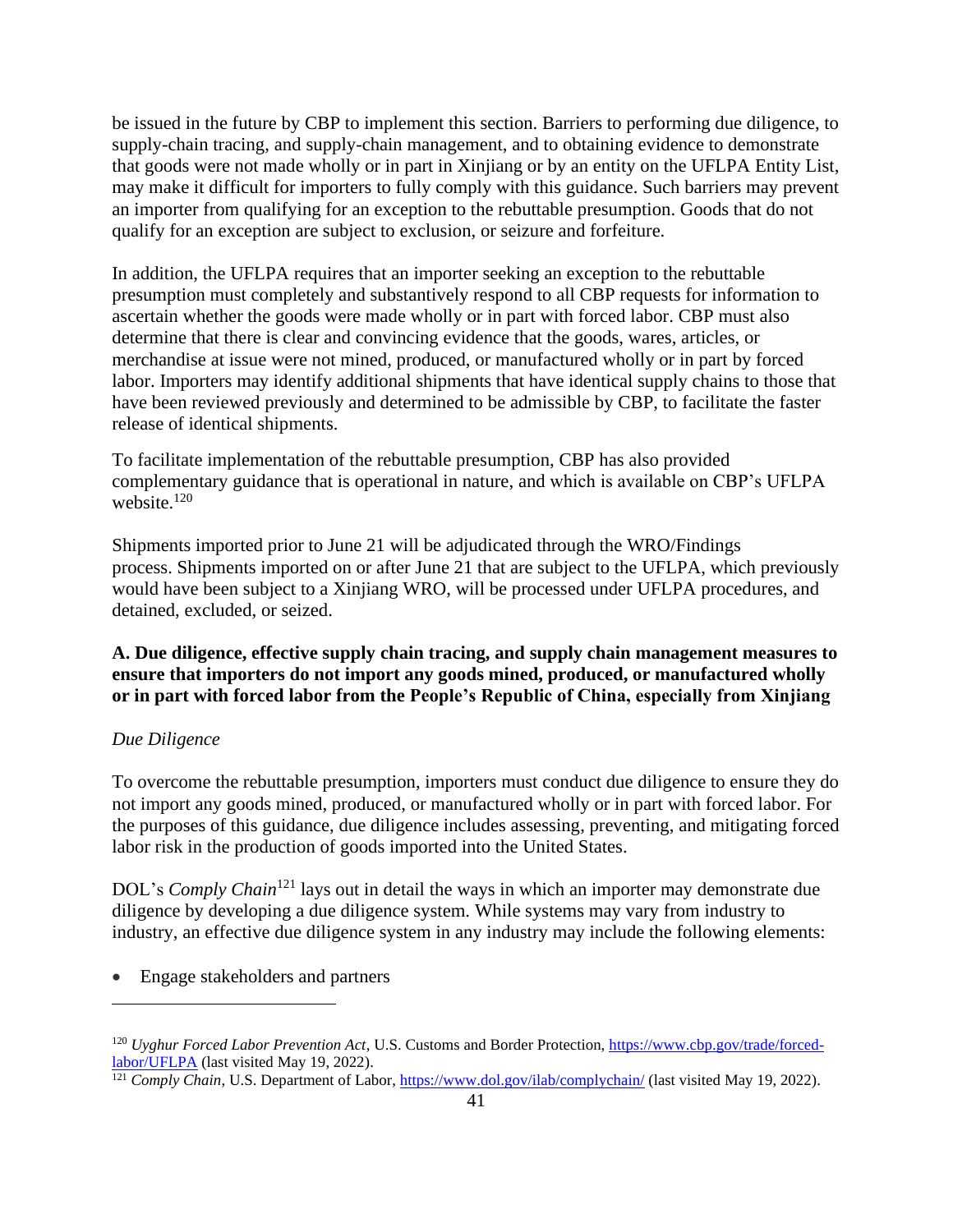be issued in the future by CBP to implement this section. Barriers to performing due diligence, to supply-chain tracing, and supply-chain management, and to obtaining evidence to demonstrate that goods were not made wholly or in part in Xinjiang or by an entity on the UFLPA Entity List, may make it difficult for importers to fully comply with this guidance. Such barriers may prevent an importer from qualifying for an exception to the rebuttable presumption. Goods that do not qualify for an exception are subject to exclusion, or seizure and forfeiture.

In addition, the UFLPA requires that an importer seeking an exception to the rebuttable presumption must completely and substantively respond to all CBP requests for information to ascertain whether the goods were made wholly or in part with forced labor. CBP must also determine that there is clear and convincing evidence that the goods, wares, articles, or merchandise at issue were not mined, produced, or manufactured wholly or in part by forced labor. Importers may identify additional shipments that have identical supply chains to those that have been reviewed previously and determined to be admissible by CBP, to facilitate the faster release of identical shipments.

To facilitate implementation of the rebuttable presumption, CBP has also provided complementary guidance that is operational in nature, and which is available on CBP's UFLPA website.[120]

Shipments imported prior to June 21 will be adjudicated through the WRO/Findings process. Shipments imported on or after June 21 that are subject to the UFLPA, which previously would have been subject to a Xinjiang WRO, will be processed under UFLPA procedures, and detained, excluded, or seized.

**A. Due diligence, effective supply chain tracing, and supply chain management measures to ensure that importers do not import any goods mined, produced, or manufactured wholly or in part with forced labor from the People's Republic of China, especially from Xinjiang**

*Due Diligence*

To overcome the rebuttable presumption, importers must conduct due diligence to ensure they do not import any goods mined, produced, or manufactured wholly or in part with forced labor. For the purposes of this guidance, due diligence includes assessing, preventing, and mitigating forced labor risk in the production of goods imported into the United States.

DOL's *Comply Chain*[121] lays out in detail the ways in which an importer may demonstrate due diligence by developing a due diligence system. While systems may vary from industry to industry, an effective due diligence system in any industry may include the following elements:

- Engage stakeholders and partners

---

[120] *Uyghur Forced Labor Prevention Act*, U.S. Customs and Border Protection, https://www.cbp.gov/trade/forced-labor/UFLPA (last visited May 19, 2022).

[121] *Comply Chain*, U.S. Department of Labor, https://www.dol.gov/ilab/complychain/ (last visited May 19, 2022).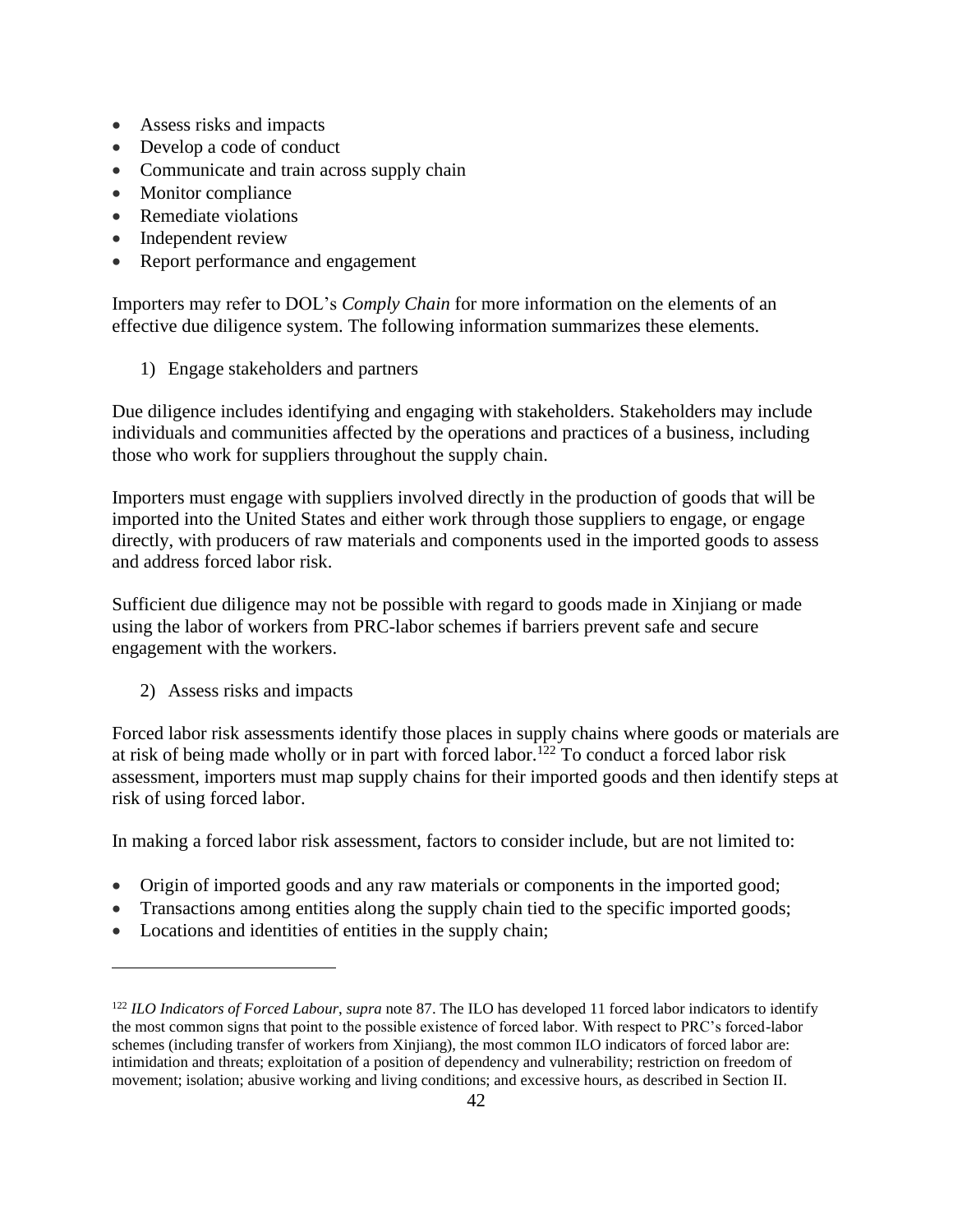- Assess risks and impacts
- Develop a code of conduct
- Communicate and train across supply chain
- Monitor compliance
- Remediate violations
- Independent review
- Report performance and engagement

Importers may refer to DOL's *Comply Chain* for more information on the elements of an effective due diligence system. The following information summarizes these elements.

1) Engage stakeholders and partners

Due diligence includes identifying and engaging with stakeholders. Stakeholders may include individuals and communities affected by the operations and practices of a business, including those who work for suppliers throughout the supply chain.

Importers must engage with suppliers involved directly in the production of goods that will be imported into the United States and either work through those suppliers to engage, or engage directly, with producers of raw materials and components used in the imported goods to assess and address forced labor risk.

Sufficient due diligence may not be possible with regard to goods made in Xinjiang or made using the labor of workers from PRC-labor schemes if barriers prevent safe and secure engagement with the workers.

2) Assess risks and impacts

Forced labor risk assessments identify those places in supply chains where goods or materials are at risk of being made wholly or in part with forced labor.[122] To conduct a forced labor risk assessment, importers must map supply chains for their imported goods and then identify steps at risk of using forced labor.

In making a forced labor risk assessment, factors to consider include, but are not limited to:

- Origin of imported goods and any raw materials or components in the imported good;
- Transactions among entities along the supply chain tied to the specific imported goods;
- Locations and identities of entities in the supply chain;

[122] *ILO Indicators of Forced Labour*, *supra* note 87. The ILO has developed 11 forced labor indicators to identify the most common signs that point to the possible existence of forced labor. With respect to PRC's forced-labor schemes (including transfer of workers from Xinjiang), the most common ILO indicators of forced labor are: intimidation and threats; exploitation of a position of dependency and vulnerability; restriction on freedom of movement; isolation; abusive working and living conditions; and excessive hours, as described in Section II.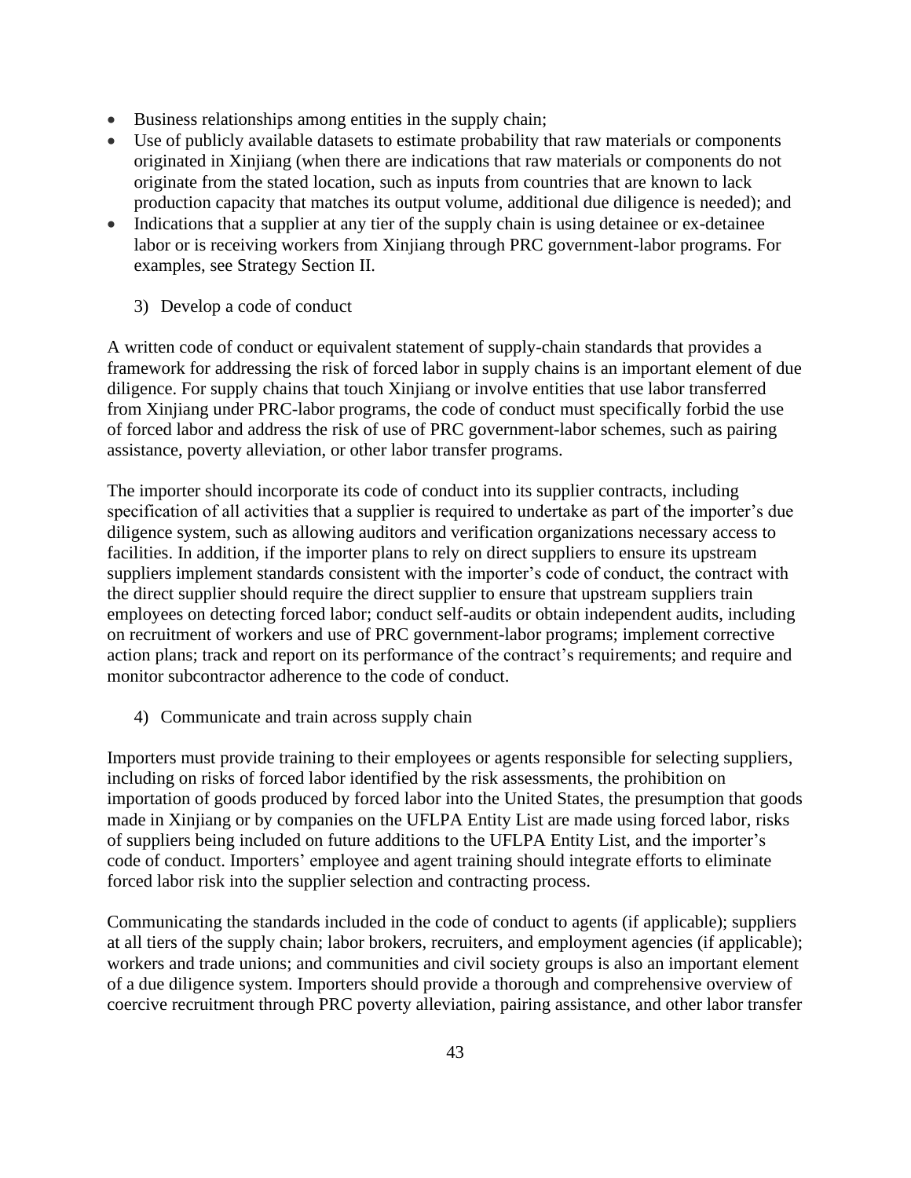- Business relationships among entities in the supply chain;
- Use of publicly available datasets to estimate probability that raw materials or components originated in Xinjiang (when there are indications that raw materials or components do not originate from the stated location, such as inputs from countries that are known to lack production capacity that matches its output volume, additional due diligence is needed); and
- Indications that a supplier at any tier of the supply chain is using detainee or ex-detainee labor or is receiving workers from Xinjiang through PRC government-labor programs. For examples, see Strategy Section II.

3) Develop a code of conduct

A written code of conduct or equivalent statement of supply-chain standards that provides a framework for addressing the risk of forced labor in supply chains is an important element of due diligence. For supply chains that touch Xinjiang or involve entities that use labor transferred from Xinjiang under PRC-labor programs, the code of conduct must specifically forbid the use of forced labor and address the risk of use of PRC government-labor schemes, such as pairing assistance, poverty alleviation, or other labor transfer programs.

The importer should incorporate its code of conduct into its supplier contracts, including specification of all activities that a supplier is required to undertake as part of the importer's due diligence system, such as allowing auditors and verification organizations necessary access to facilities. In addition, if the importer plans to rely on direct suppliers to ensure its upstream suppliers implement standards consistent with the importer's code of conduct, the contract with the direct supplier should require the direct supplier to ensure that upstream suppliers train employees on detecting forced labor; conduct self-audits or obtain independent audits, including on recruitment of workers and use of PRC government-labor programs; implement corrective action plans; track and report on its performance of the contract's requirements; and require and monitor subcontractor adherence to the code of conduct.

4) Communicate and train across supply chain

Importers must provide training to their employees or agents responsible for selecting suppliers, including on risks of forced labor identified by the risk assessments, the prohibition on importation of goods produced by forced labor into the United States, the presumption that goods made in Xinjiang or by companies on the UFLPA Entity List are made using forced labor, risks of suppliers being included on future additions to the UFLPA Entity List, and the importer's code of conduct. Importers' employee and agent training should integrate efforts to eliminate forced labor risk into the supplier selection and contracting process.

Communicating the standards included in the code of conduct to agents (if applicable); suppliers at all tiers of the supply chain; labor brokers, recruiters, and employment agencies (if applicable); workers and trade unions; and communities and civil society groups is also an important element of a due diligence system. Importers should provide a thorough and comprehensive overview of coercive recruitment through PRC poverty alleviation, pairing assistance, and other labor transfer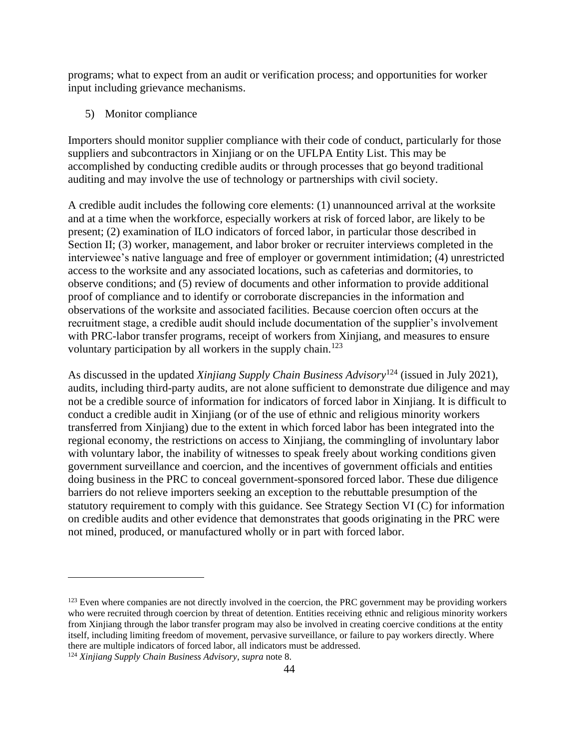programs; what to expect from an audit or verification process; and opportunities for worker input including grievance mechanisms.

5) Monitor compliance

Importers should monitor supplier compliance with their code of conduct, particularly for those suppliers and subcontractors in Xinjiang or on the UFLPA Entity List. This may be accomplished by conducting credible audits or through processes that go beyond traditional auditing and may involve the use of technology or partnerships with civil society.

A credible audit includes the following core elements: (1) unannounced arrival at the worksite and at a time when the workforce, especially workers at risk of forced labor, are likely to be present; (2) examination of ILO indicators of forced labor, in particular those described in Section II; (3) worker, management, and labor broker or recruiter interviews completed in the interviewee's native language and free of employer or government intimidation; (4) unrestricted access to the worksite and any associated locations, such as cafeterias and dormitories, to observe conditions; and (5) review of documents and other information to provide additional proof of compliance and to identify or corroborate discrepancies in the information and observations of the worksite and associated facilities. Because coercion often occurs at the recruitment stage, a credible audit should include documentation of the supplier's involvement with PRC-labor transfer programs, receipt of workers from Xinjiang, and measures to ensure voluntary participation by all workers in the supply chain.[123]

As discussed in the updated *Xinjiang Supply Chain Business Advisory*[124] (issued in July 2021), audits, including third-party audits, are not alone sufficient to demonstrate due diligence and may not be a credible source of information for indicators of forced labor in Xinjiang. It is difficult to conduct a credible audit in Xinjiang (or of the use of ethnic and religious minority workers transferred from Xinjiang) due to the extent in which forced labor has been integrated into the regional economy, the restrictions on access to Xinjiang, the commingling of involuntary labor with voluntary labor, the inability of witnesses to speak freely about working conditions given government surveillance and coercion, and the incentives of government officials and entities doing business in the PRC to conceal government-sponsored forced labor. These due diligence barriers do not relieve importers seeking an exception to the rebuttable presumption of the statutory requirement to comply with this guidance. See Strategy Section VI (C) for information on credible audits and other evidence that demonstrates that goods originating in the PRC were not mined, produced, or manufactured wholly or in part with forced labor.

---

[123] Even where companies are not directly involved in the coercion, the PRC government may be providing workers who were recruited through coercion by threat of detention. Entities receiving ethnic and religious minority workers from Xinjiang through the labor transfer program may also be involved in creating coercive conditions at the entity itself, including limiting freedom of movement, pervasive surveillance, or failure to pay workers directly. Where there are multiple indicators of forced labor, all indicators must be addressed.

[124] *Xinjiang Supply Chain Business Advisory*, *supra* note 8.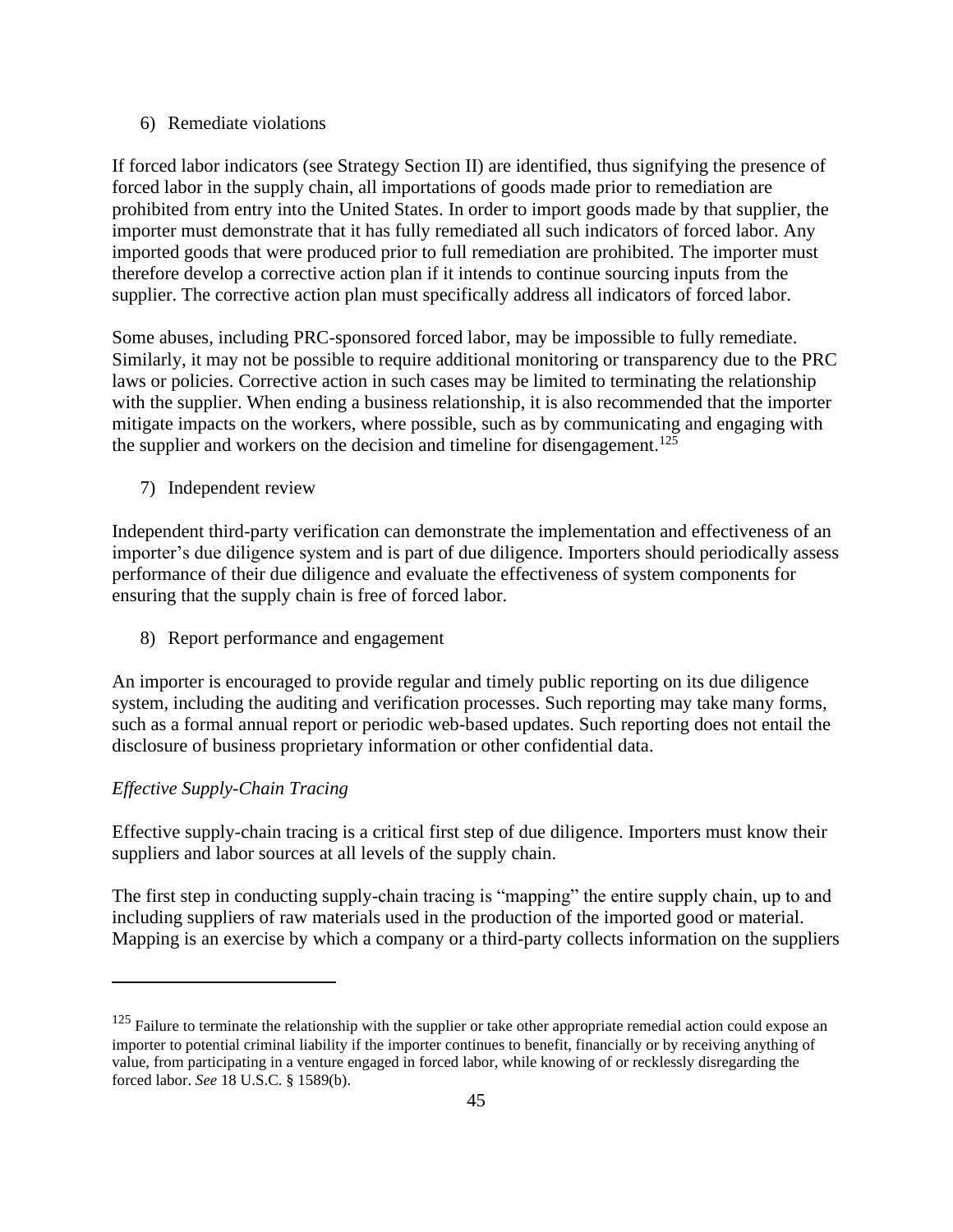6) Remediate violations

If forced labor indicators (see Strategy Section II) are identified, thus signifying the presence of forced labor in the supply chain, all importations of goods made prior to remediation are prohibited from entry into the United States. In order to import goods made by that supplier, the importer must demonstrate that it has fully remediated all such indicators of forced labor. Any imported goods that were produced prior to full remediation are prohibited. The importer must therefore develop a corrective action plan if it intends to continue sourcing inputs from the supplier. The corrective action plan must specifically address all indicators of forced labor.

Some abuses, including PRC-sponsored forced labor, may be impossible to fully remediate. Similarly, it may not be possible to require additional monitoring or transparency due to the PRC laws or policies. Corrective action in such cases may be limited to terminating the relationship with the supplier. When ending a business relationship, it is also recommended that the importer mitigate impacts on the workers, where possible, such as by communicating and engaging with the supplier and workers on the decision and timeline for disengagement.[125]

7) Independent review

Independent third-party verification can demonstrate the implementation and effectiveness of an importer's due diligence system and is part of due diligence. Importers should periodically assess performance of their due diligence and evaluate the effectiveness of system components for ensuring that the supply chain is free of forced labor.

8) Report performance and engagement

An importer is encouraged to provide regular and timely public reporting on its due diligence system, including the auditing and verification processes. Such reporting may take many forms, such as a formal annual report or periodic web-based updates. Such reporting does not entail the disclosure of business proprietary information or other confidential data.

*Effective Supply-Chain Tracing*

Effective supply-chain tracing is a critical first step of due diligence. Importers must know their suppliers and labor sources at all levels of the supply chain.

The first step in conducting supply-chain tracing is "mapping" the entire supply chain, up to and including suppliers of raw materials used in the production of the imported good or material. Mapping is an exercise by which a company or a third-party collects information on the suppliers

---

[125] Failure to terminate the relationship with the supplier or take other appropriate remedial action could expose an importer to potential criminal liability if the importer continues to benefit, financially or by receiving anything of value, from participating in a venture engaged in forced labor, while knowing of or recklessly disregarding the forced labor. *See* 18 U.S.C. § 1589(b).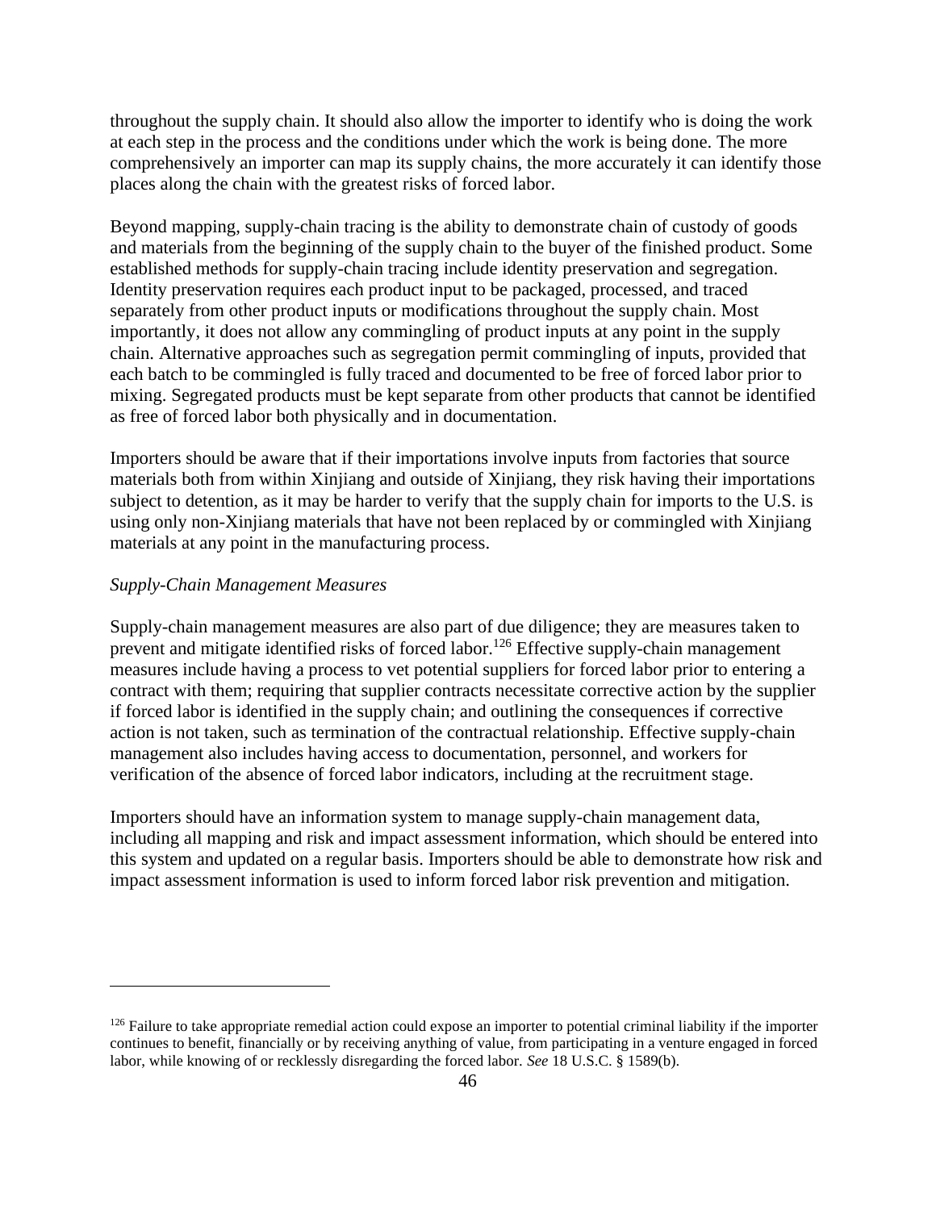throughout the supply chain. It should also allow the importer to identify who is doing the work at each step in the process and the conditions under which the work is being done. The more comprehensively an importer can map its supply chains, the more accurately it can identify those places along the chain with the greatest risks of forced labor.

Beyond mapping, supply-chain tracing is the ability to demonstrate chain of custody of goods and materials from the beginning of the supply chain to the buyer of the finished product. Some established methods for supply-chain tracing include identity preservation and segregation. Identity preservation requires each product input to be packaged, processed, and traced separately from other product inputs or modifications throughout the supply chain. Most importantly, it does not allow any commingling of product inputs at any point in the supply chain. Alternative approaches such as segregation permit commingling of inputs, provided that each batch to be commingled is fully traced and documented to be free of forced labor prior to mixing. Segregated products must be kept separate from other products that cannot be identified as free of forced labor both physically and in documentation.

Importers should be aware that if their importations involve inputs from factories that source materials both from within Xinjiang and outside of Xinjiang, they risk having their importations subject to detention, as it may be harder to verify that the supply chain for imports to the U.S. is using only non-Xinjiang materials that have not been replaced by or commingled with Xinjiang materials at any point in the manufacturing process.

*Supply-Chain Management Measures*

Supply-chain management measures are also part of due diligence; they are measures taken to prevent and mitigate identified risks of forced labor.[126] Effective supply-chain management measures include having a process to vet potential suppliers for forced labor prior to entering a contract with them; requiring that supplier contracts necessitate corrective action by the supplier if forced labor is identified in the supply chain; and outlining the consequences if corrective action is not taken, such as termination of the contractual relationship. Effective supply-chain management also includes having access to documentation, personnel, and workers for verification of the absence of forced labor indicators, including at the recruitment stage.

Importers should have an information system to manage supply-chain management data, including all mapping and risk and impact assessment information, which should be entered into this system and updated on a regular basis. Importers should be able to demonstrate how risk and impact assessment information is used to inform forced labor risk prevention and mitigation.

---

[126] Failure to take appropriate remedial action could expose an importer to potential criminal liability if the importer continues to benefit, financially or by receiving anything of value, from participating in a venture engaged in forced labor, while knowing of or recklessly disregarding the forced labor. *See* 18 U.S.C. § 1589(b).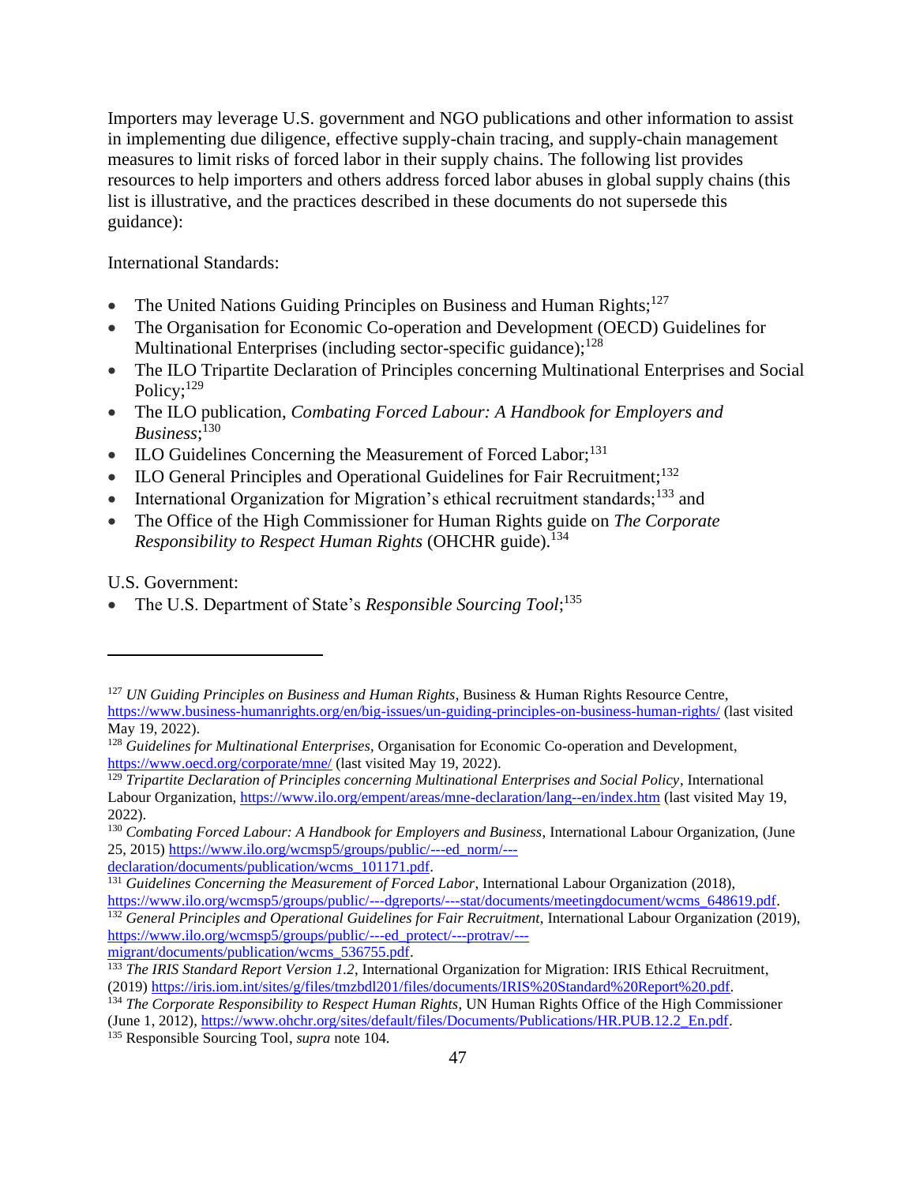Importers may leverage U.S. government and NGO publications and other information to assist in implementing due diligence, effective supply-chain tracing, and supply-chain management measures to limit risks of forced labor in their supply chains. The following list provides resources to help importers and others address forced labor abuses in global supply chains (this list is illustrative, and the practices described in these documents do not supersede this guidance):

International Standards:

- The United Nations Guiding Principles on Business and Human Rights;[127]
- The Organisation for Economic Co-operation and Development (OECD) Guidelines for Multinational Enterprises (including sector-specific guidance);[128]
- The ILO Tripartite Declaration of Principles concerning Multinational Enterprises and Social Policy;[129]
- The ILO publication, *Combating Forced Labour: A Handbook for Employers and Business*;[130]
- ILO Guidelines Concerning the Measurement of Forced Labor;[131]
- ILO General Principles and Operational Guidelines for Fair Recruitment;[132]
- International Organization for Migration's ethical recruitment standards;[133] and
- The Office of the High Commissioner for Human Rights guide on *The Corporate Responsibility to Respect Human Rights* (OHCHR guide).[134]

U.S. Government:

- The U.S. Department of State's *Responsible Sourcing Tool*;[135]

---

[127] *UN Guiding Principles on Business and Human Rights*, Business & Human Rights Resource Centre, https://www.business-humanrights.org/en/big-issues/un-guiding-principles-on-business-human-rights/ (last visited May 19, 2022).

[128] *Guidelines for Multinational Enterprises*, Organisation for Economic Co-operation and Development, https://www.oecd.org/corporate/mne/ (last visited May 19, 2022).

[129] *Tripartite Declaration of Principles concerning Multinational Enterprises and Social Policy*, International Labour Organization, https://www.ilo.org/empent/areas/mne-declaration/lang--en/index.htm (last visited May 19, 2022).

[130] *Combating Forced Labour: A Handbook for Employers and Business*, International Labour Organization, (June 25, 2015) https://www.ilo.org/wcmsp5/groups/public/---ed_norm/---declaration/documents/publication/wcms_101171.pdf.

[131] *Guidelines Concerning the Measurement of Forced Labor*, International Labour Organization (2018), https://www.ilo.org/wcmsp5/groups/public/---dgreports/---stat/documents/meetingdocument/wcms_648619.pdf.

[132] *General Principles and Operational Guidelines for Fair Recruitment*, International Labour Organization (2019), https://www.ilo.org/wcmsp5/groups/public/---ed_protect/---protrav/---migrant/documents/publication/wcms_536755.pdf.

[133] *The IRIS Standard Report Version 1.2*, International Organization for Migration: IRIS Ethical Recruitment, (2019) https://iris.iom.int/sites/g/files/tmzbdl201/files/documents/IRIS%20Standard%20Report%20.pdf.

[134] *The Corporate Responsibility to Respect Human Rights*, UN Human Rights Office of the High Commissioner (June 1, 2012), https://www.ohchr.org/sites/default/files/Documents/Publications/HR.PUB.12.2_En.pdf.

[135] Responsible Sourcing Tool, *supra* note 104.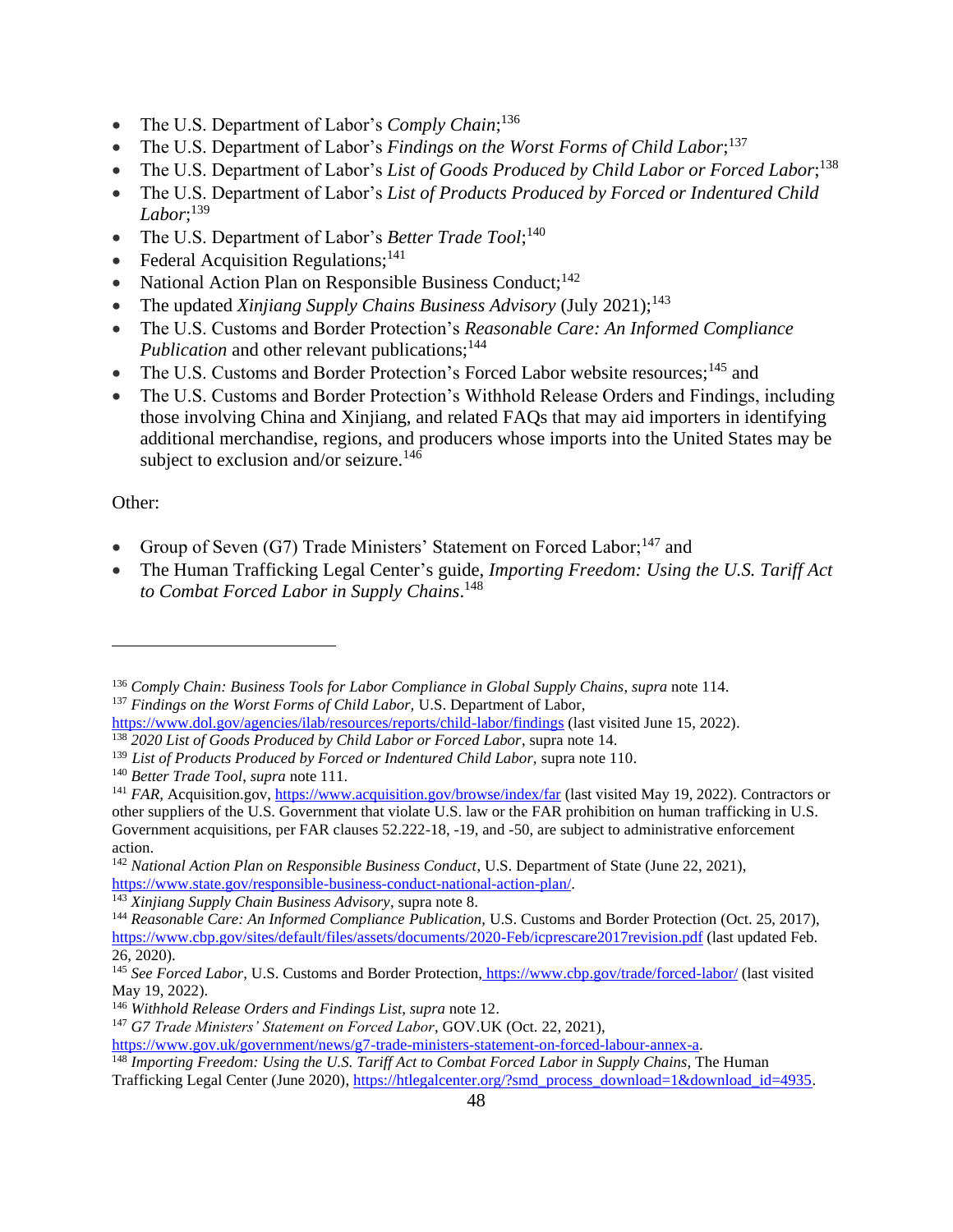- The U.S. Department of Labor's *Comply Chain*;[136]
- The U.S. Department of Labor's *Findings on the Worst Forms of Child Labor*;[137]
- The U.S. Department of Labor's *List of Goods Produced by Child Labor or Forced Labor*;[138]
- The U.S. Department of Labor's *List of Products Produced by Forced or Indentured Child Labor*;[139]
- The U.S. Department of Labor's *Better Trade Tool*;[140]
- Federal Acquisition Regulations;[141]
- National Action Plan on Responsible Business Conduct;[142]
- The updated *Xinjiang Supply Chains Business Advisory* (July 2021);[143]
- The U.S. Customs and Border Protection's *Reasonable Care: An Informed Compliance Publication* and other relevant publications;[144]
- The U.S. Customs and Border Protection's Forced Labor website resources;[145] and
- The U.S. Customs and Border Protection's Withhold Release Orders and Findings, including those involving China and Xinjiang, and related FAQs that may aid importers in identifying additional merchandise, regions, and producers whose imports into the United States may be subject to exclusion and/or seizure.[146]

Other:

- Group of Seven (G7) Trade Ministers' Statement on Forced Labor;[147] and
- The Human Trafficking Legal Center's guide, *Importing Freedom: Using the U.S. Tariff Act to Combat Forced Labor in Supply Chains*.[148]

---

[136] *Comply Chain: Business Tools for Labor Compliance in Global Supply Chains*, *supra* note 114.

[137] *Findings on the Worst Forms of Child Labor*, U.S. Department of Labor, https://www.dol.gov/agencies/ilab/resources/reports/child-labor/findings (last visited June 15, 2022).

[138] *2020 List of Goods Produced by Child Labor or Forced Labor*, supra note 14.

[139] *List of Products Produced by Forced or Indentured Child Labor,* supra note 110.

[140] *Better Trade Tool*, *supra* note 111.

[141] *FAR*, Acquisition.gov, https://www.acquisition.gov/browse/index/far (last visited May 19, 2022). Contractors or other suppliers of the U.S. Government that violate U.S. law or the FAR prohibition on human trafficking in U.S. Government acquisitions, per FAR clauses 52.222-18, -19, and -50, are subject to administrative enforcement action.

[142] *National Action Plan on Responsible Business Conduct*, U.S. Department of State (June 22, 2021), https://www.state.gov/responsible-business-conduct-national-action-plan/.

[143] *Xinjiang Supply Chain Business Advisory*, supra note 8.

[144] *Reasonable Care: An Informed Compliance Publication*, U.S. Customs and Border Protection (Oct. 25, 2017), https://www.cbp.gov/sites/default/files/assets/documents/2020-Feb/icprescare2017revision.pdf (last updated Feb. 26, 2020).

[145] *See Forced Labor*, U.S. Customs and Border Protection, https://www.cbp.gov/trade/forced-labor/ (last visited May 19, 2022).

[146] *Withhold Release Orders and Findings List*, *supra* note 12.

[147] *G7 Trade Ministers' Statement on Forced Labor*, GOV.UK (Oct. 22, 2021), https://www.gov.uk/government/news/g7-trade-ministers-statement-on-forced-labour-annex-a.

[148] *Importing Freedom: Using the U.S. Tariff Act to Combat Forced Labor in Supply Chains*, The Human Trafficking Legal Center (June 2020), https://htlegalcenter.org/?smd_process_download=1&download_id=4935.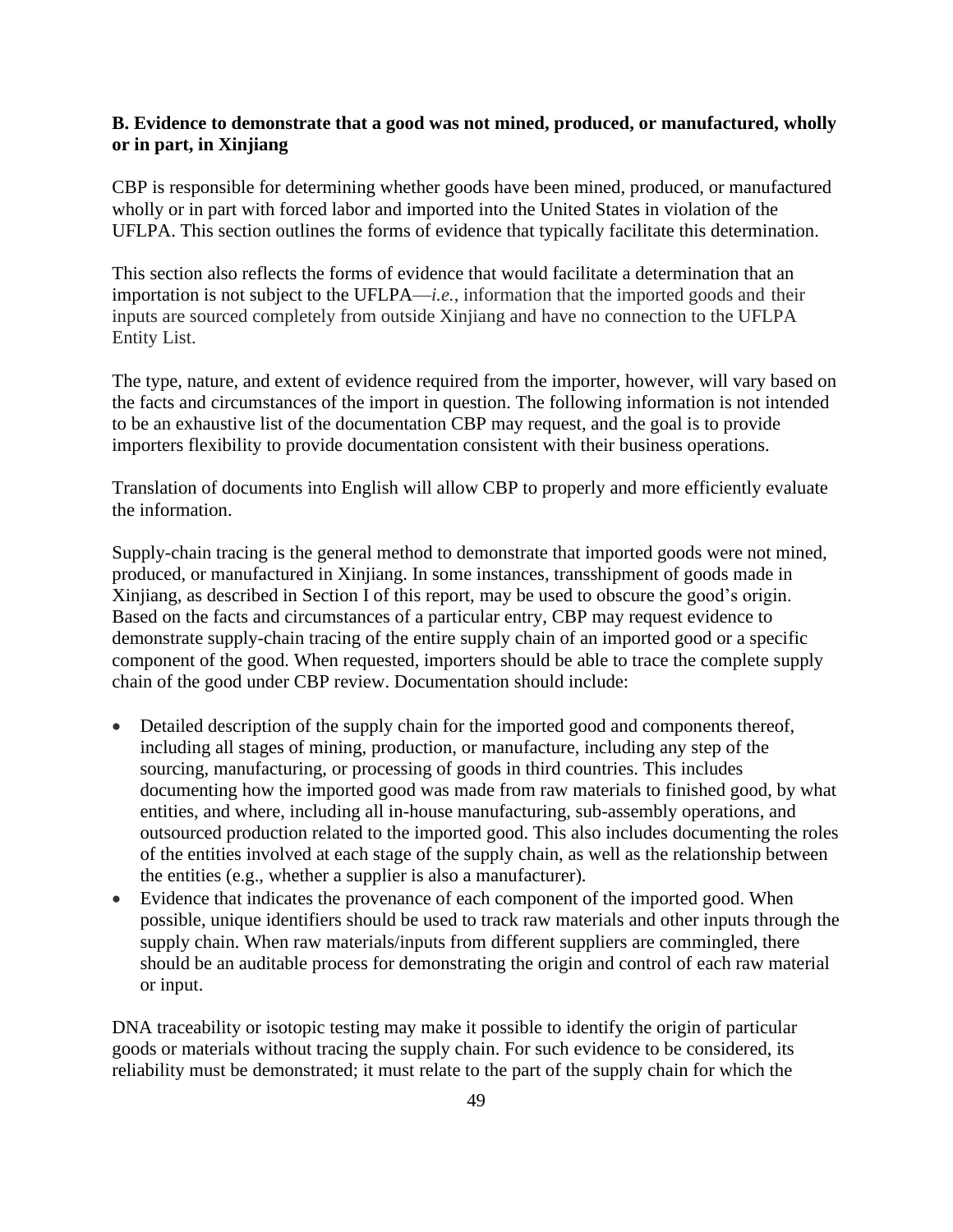### B. Evidence to demonstrate that a good was not mined, produced, or manufactured, wholly or in part, in Xinjiang

CBP is responsible for determining whether goods have been mined, produced, or manufactured wholly or in part with forced labor and imported into the United States in violation of the UFLPA. This section outlines the forms of evidence that typically facilitate this determination.

This section also reflects the forms of evidence that would facilitate a determination that an importation is not subject to the UFLPA—*i.e.*, information that the imported goods and their inputs are sourced completely from outside Xinjiang and have no connection to the UFLPA Entity List.

The type, nature, and extent of evidence required from the importer, however, will vary based on the facts and circumstances of the import in question. The following information is not intended to be an exhaustive list of the documentation CBP may request, and the goal is to provide importers flexibility to provide documentation consistent with their business operations.

Translation of documents into English will allow CBP to properly and more efficiently evaluate the information.

Supply-chain tracing is the general method to demonstrate that imported goods were not mined, produced, or manufactured in Xinjiang. In some instances, transshipment of goods made in Xinjiang, as described in Section I of this report, may be used to obscure the good's origin. Based on the facts and circumstances of a particular entry, CBP may request evidence to demonstrate supply-chain tracing of the entire supply chain of an imported good or a specific component of the good. When requested, importers should be able to trace the complete supply chain of the good under CBP review. Documentation should include:

- Detailed description of the supply chain for the imported good and components thereof, including all stages of mining, production, or manufacture, including any step of the sourcing, manufacturing, or processing of goods in third countries. This includes documenting how the imported good was made from raw materials to finished good, by what entities, and where, including all in-house manufacturing, sub-assembly operations, and outsourced production related to the imported good. This also includes documenting the roles of the entities involved at each stage of the supply chain, as well as the relationship between the entities (e.g., whether a supplier is also a manufacturer).
- Evidence that indicates the provenance of each component of the imported good. When possible, unique identifiers should be used to track raw materials and other inputs through the supply chain. When raw materials/inputs from different suppliers are commingled, there should be an auditable process for demonstrating the origin and control of each raw material or input.

DNA traceability or isotopic testing may make it possible to identify the origin of particular goods or materials without tracing the supply chain. For such evidence to be considered, its reliability must be demonstrated; it must relate to the part of the supply chain for which the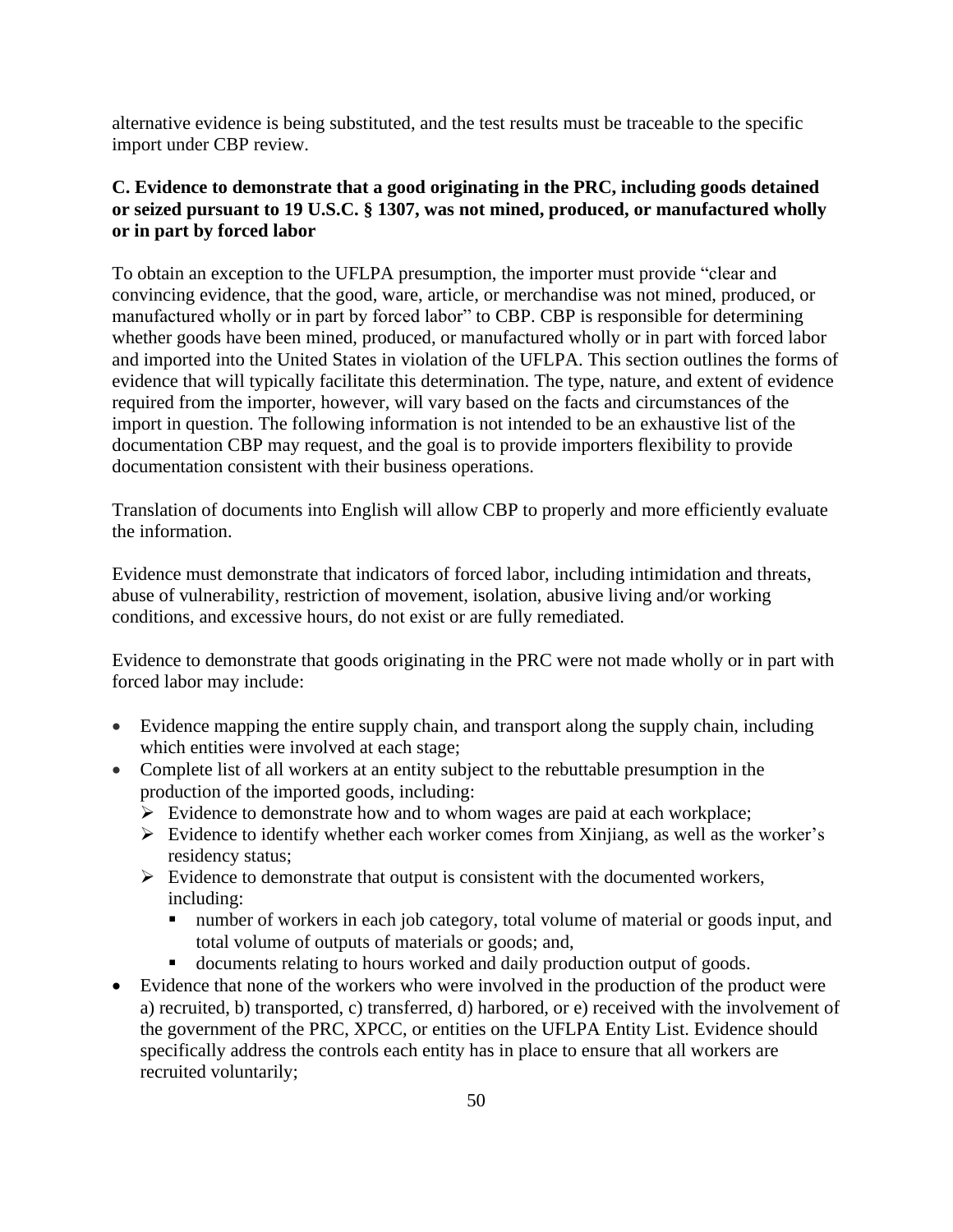alternative evidence is being substituted, and the test results must be traceable to the specific import under CBP review.

### C. Evidence to demonstrate that a good originating in the PRC, including goods detained or seized pursuant to 19 U.S.C. § 1307, was not mined, produced, or manufactured wholly or in part by forced labor

To obtain an exception to the UFLPA presumption, the importer must provide "clear and convincing evidence, that the good, ware, article, or merchandise was not mined, produced, or manufactured wholly or in part by forced labor" to CBP. CBP is responsible for determining whether goods have been mined, produced, or manufactured wholly or in part with forced labor and imported into the United States in violation of the UFLPA. This section outlines the forms of evidence that will typically facilitate this determination. The type, nature, and extent of evidence required from the importer, however, will vary based on the facts and circumstances of the import in question. The following information is not intended to be an exhaustive list of the documentation CBP may request, and the goal is to provide importers flexibility to provide documentation consistent with their business operations.

Translation of documents into English will allow CBP to properly and more efficiently evaluate the information.

Evidence must demonstrate that indicators of forced labor, including intimidation and threats, abuse of vulnerability, restriction of movement, isolation, abusive living and/or working conditions, and excessive hours, do not exist or are fully remediated.

Evidence to demonstrate that goods originating in the PRC were not made wholly or in part with forced labor may include:

- Evidence mapping the entire supply chain, and transport along the supply chain, including which entities were involved at each stage;
- Complete list of all workers at an entity subject to the rebuttable presumption in the production of the imported goods, including:
  - Evidence to demonstrate how and to whom wages are paid at each workplace;
  - Evidence to identify whether each worker comes from Xinjiang, as well as the worker's residency status;
  - Evidence to demonstrate that output is consistent with the documented workers, including:
    - number of workers in each job category, total volume of material or goods input, and total volume of outputs of materials or goods; and,
    - documents relating to hours worked and daily production output of goods.
- Evidence that none of the workers who were involved in the production of the product were a) recruited, b) transported, c) transferred, d) harbored, or e) received with the involvement of the government of the PRC, XPCC, or entities on the UFLPA Entity List. Evidence should specifically address the controls each entity has in place to ensure that all workers are recruited voluntarily;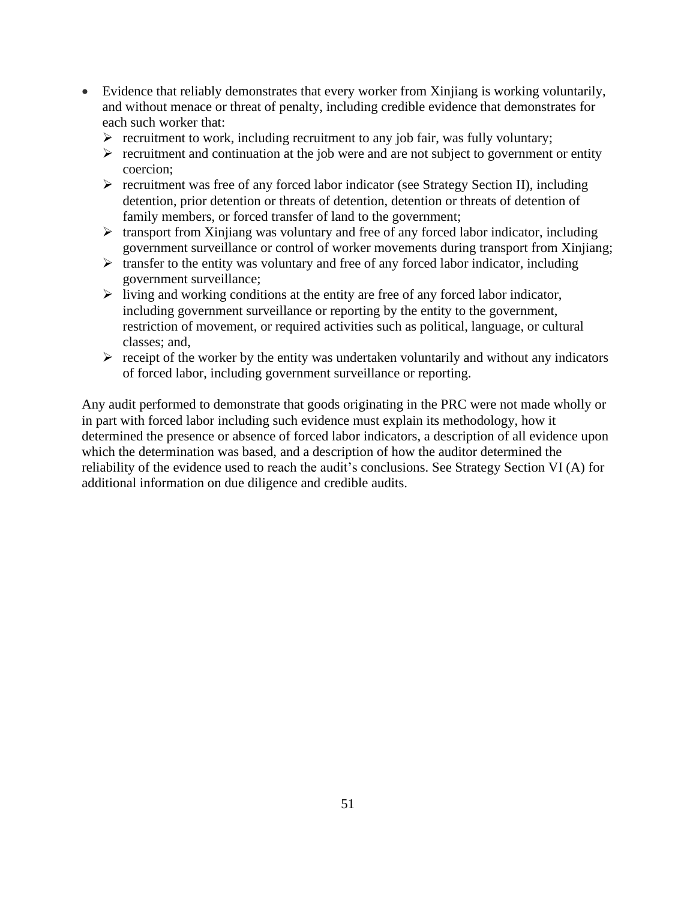- Evidence that reliably demonstrates that every worker from Xinjiang is working voluntarily, and without menace or threat of penalty, including credible evidence that demonstrates for each such worker that:
  - recruitment to work, including recruitment to any job fair, was fully voluntary;
  - recruitment and continuation at the job were and are not subject to government or entity coercion;
  - recruitment was free of any forced labor indicator (see Strategy Section II), including detention, prior detention or threats of detention, detention or threats of detention of family members, or forced transfer of land to the government;
  - transport from Xinjiang was voluntary and free of any forced labor indicator, including government surveillance or control of worker movements during transport from Xinjiang;
  - transfer to the entity was voluntary and free of any forced labor indicator, including government surveillance;
  - living and working conditions at the entity are free of any forced labor indicator, including government surveillance or reporting by the entity to the government, restriction of movement, or required activities such as political, language, or cultural classes; and,
  - receipt of the worker by the entity was undertaken voluntarily and without any indicators of forced labor, including government surveillance or reporting.

Any audit performed to demonstrate that goods originating in the PRC were not made wholly or in part with forced labor including such evidence must explain its methodology, how it determined the presence or absence of forced labor indicators, a description of all evidence upon which the determination was based, and a description of how the auditor determined the reliability of the evidence used to reach the audit's conclusions. See Strategy Section VI (A) for additional information on due diligence and credible audits.